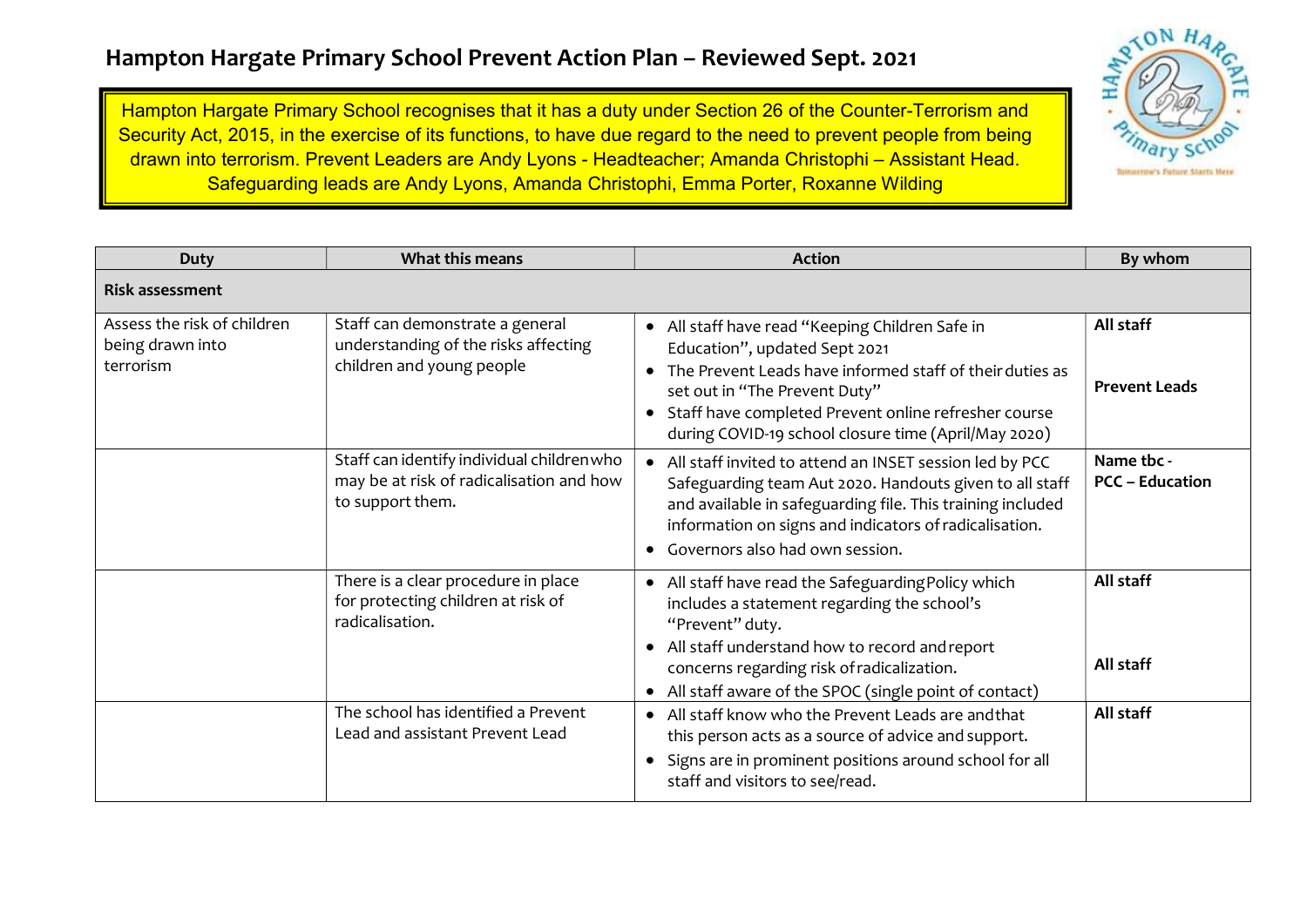# Hampton Hargate Primary School Prevent Action Plan – Reviewed Sept. 2021

Hampton Hargate Primary School recognises that it has a duty under Section 26 of the Counter-Terrorism and Security Act, 2015, in the exercise of its functions, to have due regard to the need to prevent people from being drawn into terrorism. Prevent Leaders are Andy Lyons - Headteacher; Amanda Christophi – Assistant Head. Safeguarding leads are Andy Lyons, Amanda Christophi, Emma Porter, Roxanne Wilding

| Duty | What this means | Action | By whom |
|---|---|---|---|
| **Risk assessment** | | | |
| Assess the risk of children being drawn into terrorism | Staff can demonstrate a general understanding of the risks affecting children and young people | • All staff have read "Keeping Children Safe in Education", updated Sept 2021<br>• The Prevent Leads have informed staff of their duties as set out in "The Prevent Duty"<br>• Staff have completed Prevent online refresher course during COVID-19 school closure time (April/May 2020) | **All staff**<br><br>**Prevent Leads** |
| | Staff can identify individual children who may be at risk of radicalisation and how to support them. | • All staff invited to attend an INSET session led by PCC Safeguarding team Aut 2020. Handouts given to all staff and available in safeguarding file. This training included information on signs and indicators of radicalisation.<br>• Governors also had own session. | **Name tbc - PCC – Education** |
| | There is a clear procedure in place for protecting children at risk of radicalisation. | • All staff have read the Safeguarding Policy which includes a statement regarding the school's "Prevent" duty.<br>• All staff understand how to record and report concerns regarding risk of radicalization.<br>• All staff aware of the SPOC (single point of contact) | **All staff**<br><br>**All staff** |
| | The school has identified a Prevent Lead and assistant Prevent Lead | • All staff know who the Prevent Leads are and that this person acts as a source of advice and support.<br>• Signs are in prominent positions around school for all staff and visitors to see/read. | **All staff** |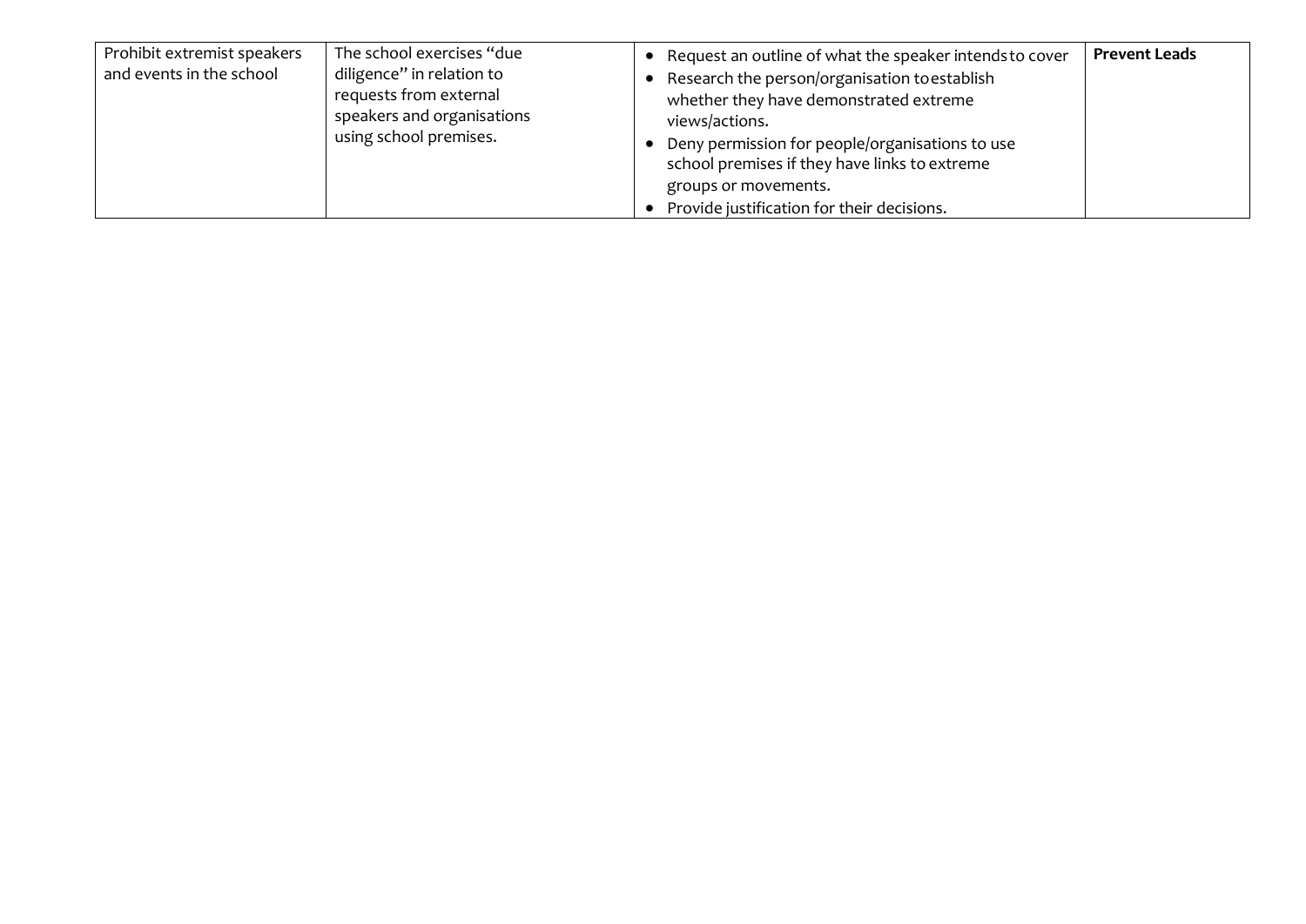| | | | |
|---|---|---|---|
| Prohibit extremist speakers and events in the school | The school exercises "due diligence" in relation to requests from external speakers and organisations using school premises. | <ul><li>Request an outline of what the speaker intends to cover</li><li>Research the person/organisation to establish whether they have demonstrated extreme views/actions.</li><li>Deny permission for people/organisations to use school premises if they have links to extreme groups or movements.</li><li>Provide justification for their decisions.</li></ul> | **Prevent Leads** |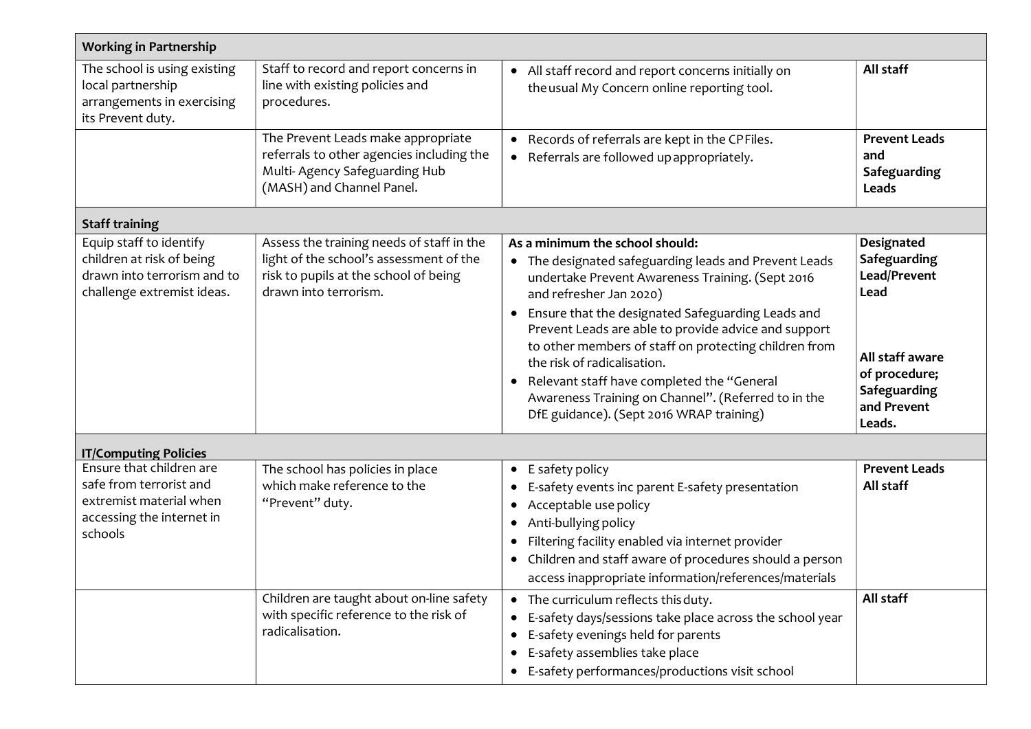| Working in Partnership | | | |
|---|---|---|---|
| The school is using existing local partnership arrangements in exercising its Prevent duty. | Staff to record and report concerns in line with existing policies and procedures. | • All staff record and report concerns initially on the usual My Concern online reporting tool. | **All staff** |
| | The Prevent Leads make appropriate referrals to other agencies including the Multi- Agency Safeguarding Hub (MASH) and Channel Panel. | • Records of referrals are kept in the CP Files.<br>• Referrals are followed up appropriately. | **Prevent Leads and Safeguarding Leads** |
| **Staff training** | | | |
| Equip staff to identify children at risk of being drawn into terrorism and to challenge extremist ideas. | Assess the training needs of staff in the light of the school's assessment of the risk to pupils at the school of being drawn into terrorism. | **As a minimum the school should:**<br>• The designated safeguarding leads and Prevent Leads undertake Prevent Awareness Training. (Sept 2016 and refresher Jan 2020)<br>• Ensure that the designated Safeguarding Leads and Prevent Leads are able to provide advice and support to other members of staff on protecting children from the risk of radicalisation.<br>• Relevant staff have completed the "General Awareness Training on Channel". (Referred to in the DfE guidance). (Sept 2016 WRAP training) | **Designated Safeguarding Lead/Prevent Lead**<br><br>**All staff aware of procedure; Safeguarding and Prevent Leads.** |
| **IT/Computing Policies** | | | |
| Ensure that children are safe from terrorist and extremist material when accessing the internet in schools | The school has policies in place which make reference to the "Prevent" duty. | • E safety policy<br>• E-safety events inc parent E-safety presentation<br>• Acceptable use policy<br>• Anti-bullying policy<br>• Filtering facility enabled via internet provider<br>• Children and staff aware of procedures should a person access inappropriate information/references/materials | **Prevent Leads**<br>**All staff** |
| | Children are taught about on-line safety with specific reference to the risk of radicalisation. | • The curriculum reflects this duty.<br>• E-safety days/sessions take place across the school year<br>• E-safety evenings held for parents<br>• E-safety assemblies take place<br>• E-safety performances/productions visit school | **All staff** |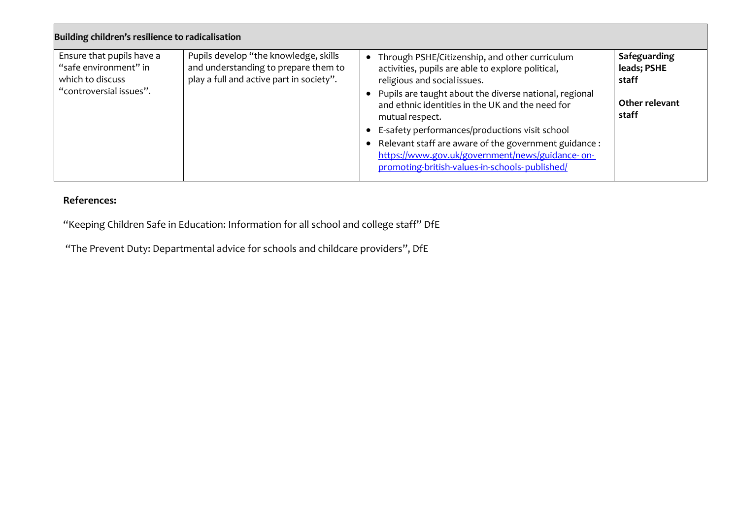| Building children's resilience to radicalisation | | | |
|---|---|---|---|
| Ensure that pupils have a "safe environment" in which to discuss "controversial issues". | Pupils develop "the knowledge, skills and understanding to prepare them to play a full and active part in society". | • Through PSHE/Citizenship, and other curriculum activities, pupils are able to explore political, religious and social issues.<br>• Pupils are taught about the diverse national, regional and ethnic identities in the UK and the need for mutual respect.<br>• E-safety performances/productions visit school<br>• Relevant staff are aware of the government guidance : https://www.gov.uk/government/news/guidance-on-promoting-british-values-in-schools-published/ | **Safeguarding leads; PSHE staff**<br><br>**Other relevant staff** |

**References:**

"Keeping Children Safe in Education: Information for all school and college staff" DfE

"The Prevent Duty: Departmental advice for schools and childcare providers", DfE